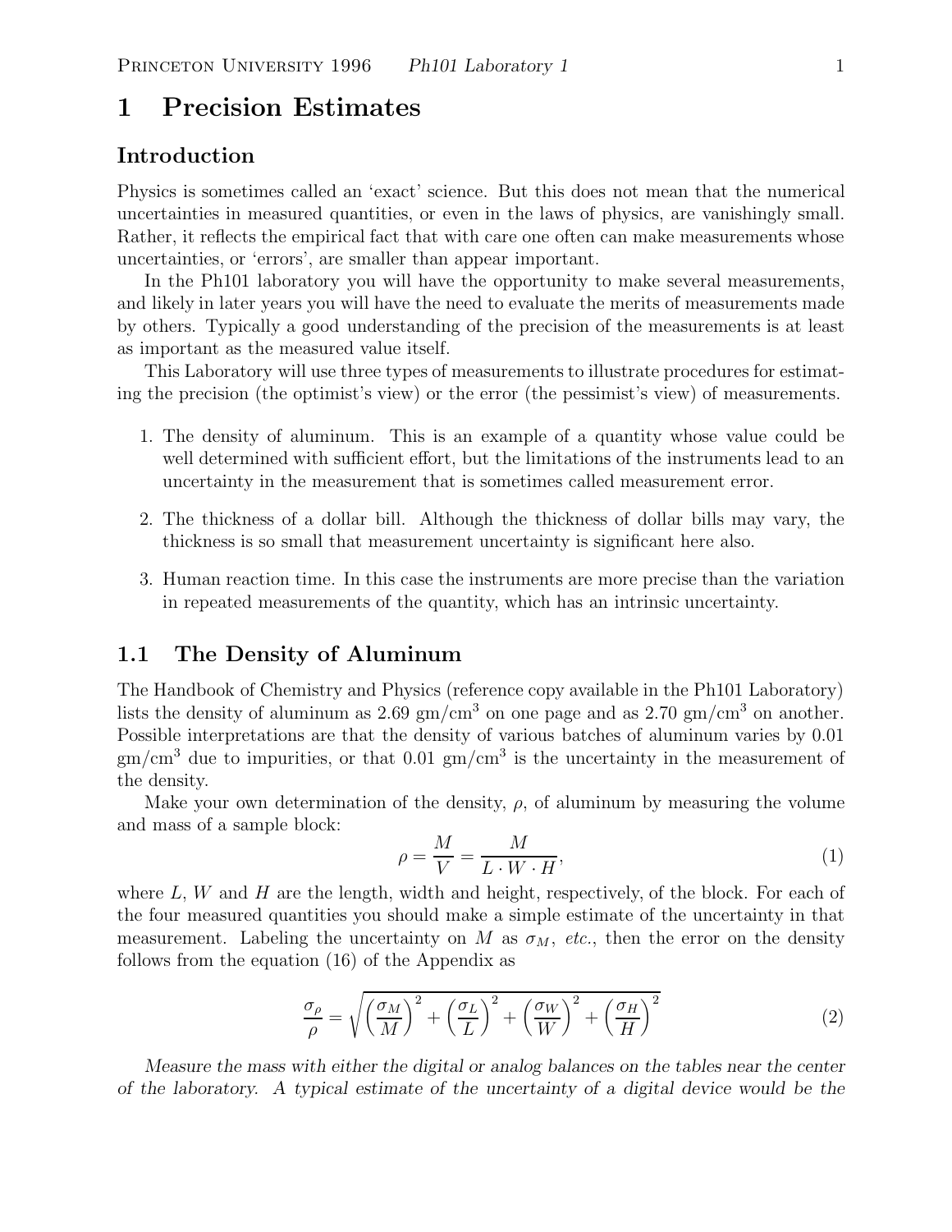# 1 Precision Estimates

## Introduction

Physics is sometimes called an 'exact' science. But this does not mean that the numerical uncertainties in measured quantities, or even in the laws of physics, are vanishingly small. Rather, it reflects the empirical fact that with care one often can make measurements whose uncertainties, or 'errors', are smaller than appear important.

In the Ph101 laboratory you will have the opportunity to make several measurements, and likely in later years you will have the need to evaluate the merits of measurements made by others. Typically a good understanding of the precision of the measurements is at least as important as the measured value itself.

This Laboratory will use three types of measurements to illustrate procedures for estimating the precision (the optimist's view) or the error (the pessimist's view) of measurements.

1. The density of aluminum. This is an example of a quantity whose value could be well determined with sufficient effort, but the limitations of the instruments lead to an uncertainty in the measurement that is sometimes called measurement error.
2. The thickness of a dollar bill. Although the thickness of dollar bills may vary, the thickness is so small that measurement uncertainty is significant here also.
3. Human reaction time. In this case the instruments are more precise than the variation in repeated measurements of the quantity, which has an intrinsic uncertainty.

## 1.1 The Density of Aluminum

The Handbook of Chemistry and Physics (reference copy available in the Ph101 Laboratory) lists the density of aluminum as 2.69 $\text{gm/cm}^3$ on one page and as 2.70 $\text{gm/cm}^3$ on another. Possible interpretations are that the density of various batches of aluminum varies by 0.01 $\text{gm/cm}^3$ due to impurities, or that 0.01 $\text{gm/cm}^3$ is the uncertainty in the measurement of the density.

Make your own determination of the density, $\rho$, of aluminum by measuring the volume and mass of a sample block:

$$\rho = \frac{M}{V} = \frac{M}{L \cdot W \cdot H}, \tag{1}$$

where $L$, $W$ and $H$ are the length, width and height, respectively, of the block. For each of the four measured quantities you should make a simple estimate of the uncertainty in that measurement. Labeling the uncertainty on $M$ as $\sigma_M$, *etc.*, then the error on the density follows from the equation (16) of the Appendix as

$$\frac{\sigma_\rho}{\rho} = \sqrt{\left(\frac{\sigma_M}{M}\right)^2 + \left(\frac{\sigma_L}{L}\right)^2 + \left(\frac{\sigma_W}{W}\right)^2 + \left(\frac{\sigma_H}{H}\right)^2} \tag{2}$$

*Measure the mass with either the digital or analog balances on the tables near the center of the laboratory. A typical estimate of the uncertainty of a digital device would be the*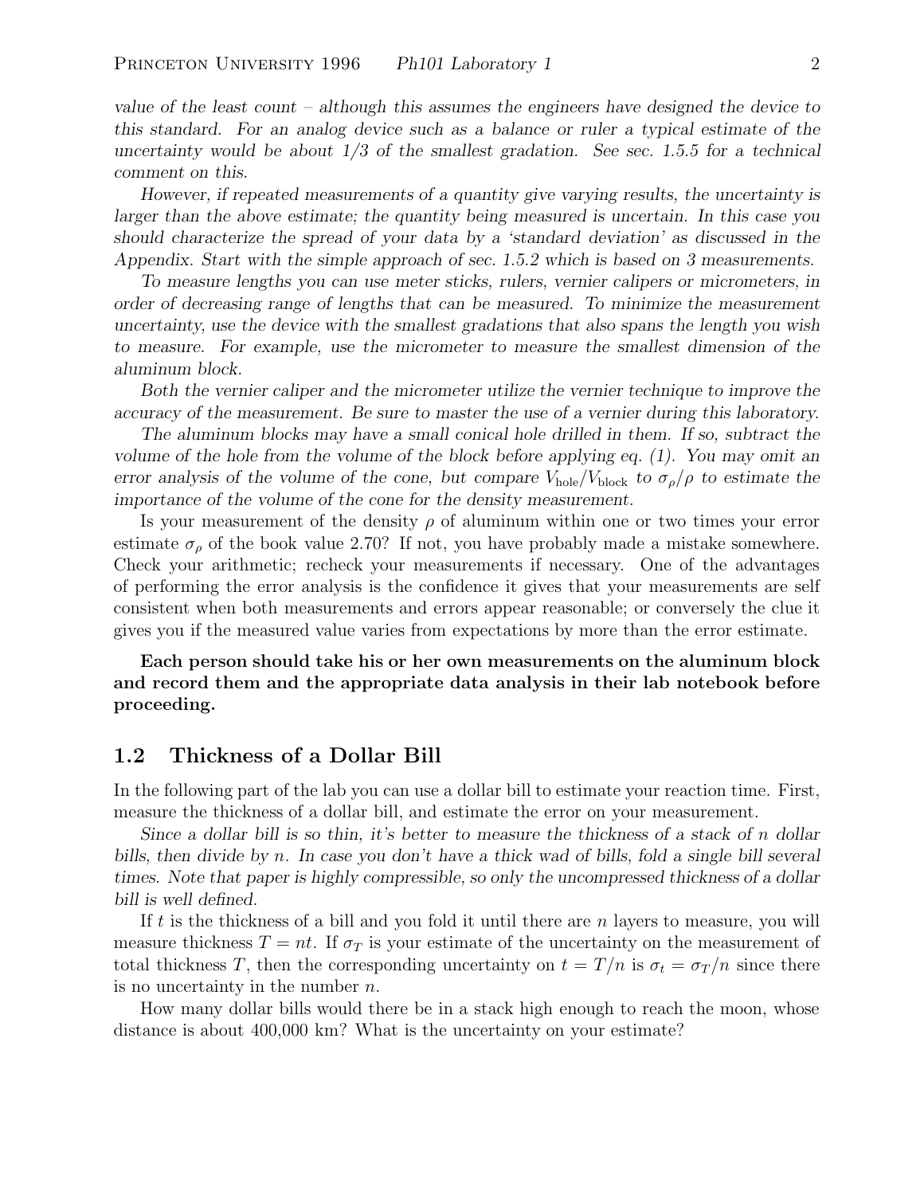*value of the least count – although this assumes the engineers have designed the device to this standard. For an analog device such as a balance or ruler a typical estimate of the uncertainty would be about 1/3 of the smallest gradation. See sec. 1.5.5 for a technical comment on this.*

*However, if repeated measurements of a quantity give varying results, the uncertainty is larger than the above estimate; the quantity being measured is uncertain. In this case you should characterize the spread of your data by a 'standard deviation' as discussed in the Appendix. Start with the simple approach of sec. 1.5.2 which is based on 3 measurements.*

*To measure lengths you can use meter sticks, rulers, vernier calipers or micrometers, in order of decreasing range of lengths that can be measured. To minimize the measurement uncertainty, use the device with the smallest gradations that also spans the length you wish to measure. For example, use the micrometer to measure the smallest dimension of the aluminum block.*

*Both the vernier caliper and the micrometer utilize the vernier technique to improve the accuracy of the measurement. Be sure to master the use of a vernier during this laboratory.*

*The aluminum blocks may have a small conical hole drilled in them. If so, subtract the volume of the hole from the volume of the block before applying eq. (1). You may omit an error analysis of the volume of the cone, but compare $V_{\rm hole}/V_{\rm block}$ to $\sigma_\rho/\rho$ to estimate the importance of the volume of the cone for the density measurement.*

Is your measurement of the density $\rho$ of aluminum within one or two times your error estimate $\sigma_\rho$ of the book value 2.70? If not, you have probably made a mistake somewhere. Check your arithmetic; recheck your measurements if necessary. One of the advantages of performing the error analysis is the confidence it gives that your measurements are self consistent when both measurements and errors appear reasonable; or conversely the clue it gives you if the measured value varies from expectations by more than the error estimate.

**Each person should take his or her own measurements on the aluminum block and record them and the appropriate data analysis in their lab notebook before proceeding.**

## 1.2 Thickness of a Dollar Bill

In the following part of the lab you can use a dollar bill to estimate your reaction time. First, measure the thickness of a dollar bill, and estimate the error on your measurement.

*Since a dollar bill is so thin, it's better to measure the thickness of a stack of $n$ dollar bills, then divide by $n$. In case you don't have a thick wad of bills, fold a single bill several times. Note that paper is highly compressible, so only the uncompressed thickness of a dollar bill is well defined.*

If $t$ is the thickness of a bill and you fold it until there are $n$ layers to measure, you will measure thickness $T = nt$. If $\sigma_T$ is your estimate of the uncertainty on the measurement of total thickness $T$, then the corresponding uncertainty on $t = T/n$ is $\sigma_t = \sigma_T/n$ since there is no uncertainty in the number $n$.

How many dollar bills would there be in a stack high enough to reach the moon, whose distance is about 400,000 km? What is the uncertainty on your estimate?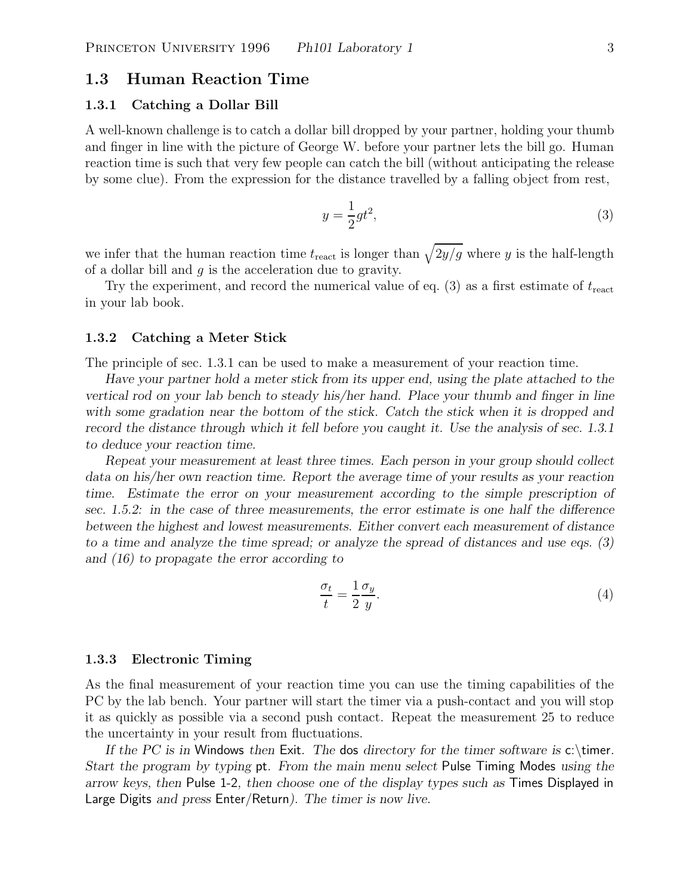## 1.3 Human Reaction Time

### 1.3.1 Catching a Dollar Bill

A well-known challenge is to catch a dollar bill dropped by your partner, holding your thumb and finger in line with the picture of George W. before your partner lets the bill go. Human reaction time is such that very few people can catch the bill (without anticipating the release by some clue). From the expression for the distance travelled by a falling object from rest,

$$y = \frac{1}{2}gt^2, \tag{3}$$

we infer that the human reaction time $t_{\text{react}}$ is longer than $\sqrt{2y/g}$ where $y$ is the half-length of a dollar bill and $g$ is the acceleration due to gravity.

Try the experiment, and record the numerical value of eq. (3) as a first estimate of $t_{\text{react}}$ in your lab book.

### 1.3.2 Catching a Meter Stick

The principle of sec. 1.3.1 can be used to make a measurement of your reaction time.

*Have your partner hold a meter stick from its upper end, using the plate attached to the vertical rod on your lab bench to steady his/her hand. Place your thumb and finger in line with some gradation near the bottom of the stick. Catch the stick when it is dropped and record the distance through which it fell before you caught it. Use the analysis of sec. 1.3.1 to deduce your reaction time.*

*Repeat your measurement at least three times. Each person in your group should collect data on his/her own reaction time. Report the average time of your results as your reaction time. Estimate the error on your measurement according to the simple prescription of sec. 1.5.2: in the case of three measurements, the error estimate is one half the difference between the highest and lowest measurements. Either convert each measurement of distance to a time and analyze the time spread; or analyze the spread of distances and use eqs. (3) and (16) to propagate the error according to*

$$\frac{\sigma_t}{t} = \frac{1}{2}\frac{\sigma_y}{y}. \tag{4}$$

### 1.3.3 Electronic Timing

As the final measurement of your reaction time you can use the timing capabilities of the PC by the lab bench. Your partner will start the timer via a push-contact and you will stop it as quickly as possible via a second push contact. Repeat the measurement 25 to reduce the uncertainty in your result from fluctuations.

*If the PC is in* Windows *then* Exit. *The* dos *directory for the timer software is* c:\timer. *Start the program by typing* pt. *From the main menu select* Pulse Timing Modes *using the arrow keys, then* Pulse 1-2, *then choose one of the display types such as* Times Displayed in Large Digits *and press* Enter/Return*). The timer is now live.*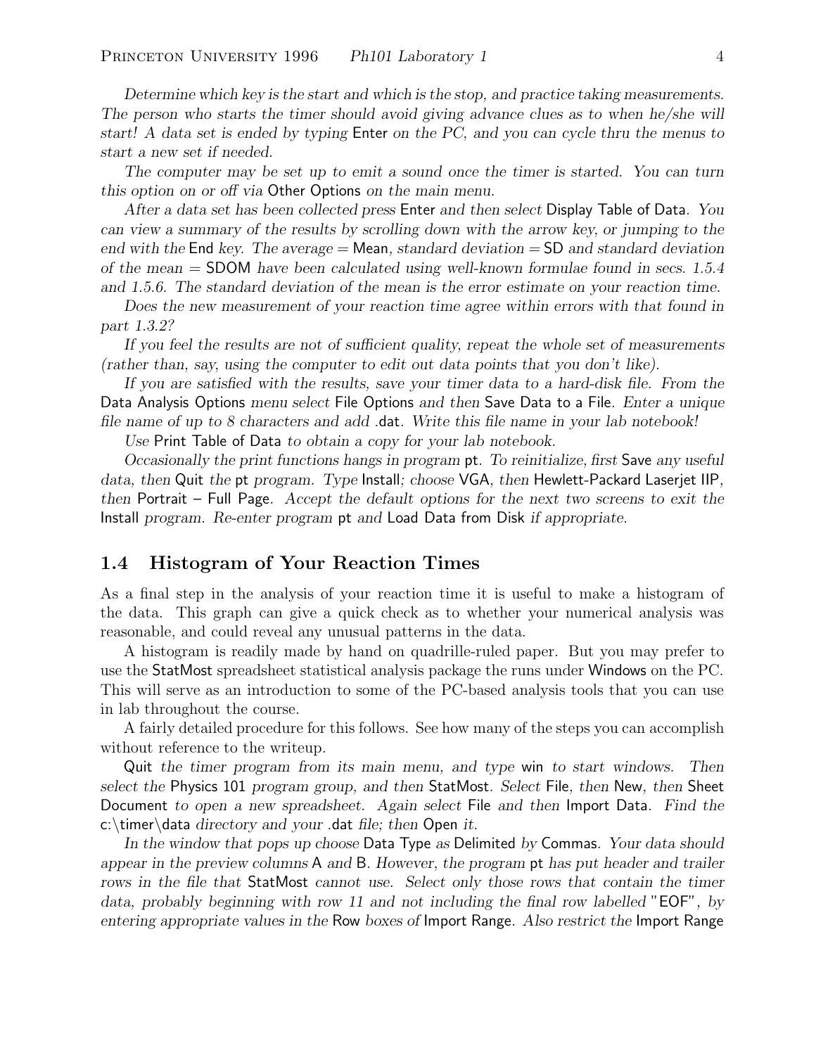*Determine which key is the start and which is the stop, and practice taking measurements. The person who starts the timer should avoid giving advance clues as to when he/she will start! A data set is ended by typing* Enter *on the PC, and you can cycle thru the menus to start a new set if needed.*

*The computer may be set up to emit a sound once the timer is started. You can turn this option on or off via* Other Options *on the main menu.*

*After a data set has been collected press* Enter *and then select* Display Table of Data*. You can view a summary of the results by scrolling down with the arrow key, or jumping to the end with the* End *key. The average =* Mean*, standard deviation =* SD *and standard deviation of the mean =* SDOM *have been calculated using well-known formulae found in secs. 1.5.4 and 1.5.6. The standard deviation of the mean is the error estimate on your reaction time.*

*Does the new measurement of your reaction time agree within errors with that found in part 1.3.2?*

*If you feel the results are not of sufficient quality, repeat the whole set of measurements (rather than, say, using the computer to edit out data points that you don't like).*

*If you are satisfied with the results, save your timer data to a hard-disk file. From the* Data Analysis Options *menu select* File Options *and then* Save Data to a File*. Enter a unique file name of up to 8 characters and add* .dat*. Write this file name in your lab notebook!*

*Use* Print Table of Data *to obtain a copy for your lab notebook.*

*Occasionally the print functions hangs in program* pt*. To reinitialize, first* Save *any useful data, then* Quit *the* pt *program. Type* Install*; choose* VGA*, then* Hewlett-Packard Laserjet IIP*, then* Portrait – Full Page*. Accept the default options for the next two screens to exit the* Install *program. Re-enter program* pt *and* Load Data from Disk *if appropriate.*

## 1.4 Histogram of Your Reaction Times

As a final step in the analysis of your reaction time it is useful to make a histogram of the data. This graph can give a quick check as to whether your numerical analysis was reasonable, and could reveal any unusual patterns in the data.

A histogram is readily made by hand on quadrille-ruled paper. But you may prefer to use the StatMost spreadsheet statistical analysis package the runs under Windows on the PC. This will serve as an introduction to some of the PC-based analysis tools that you can use in lab throughout the course.

A fairly detailed procedure for this follows. See how many of the steps you can accomplish without reference to the writeup.

Quit *the timer program from its main menu, and type* win *to start windows. Then select the* Physics 101 *program group, and then* StatMost*. Select* File*, then* New*, then* Sheet Document *to open a new spreadsheet. Again select* File *and then* Import Data*. Find the* c:\timer\data *directory and your* .dat *file; then* Open *it.*

*In the window that pops up choose* Data Type *as* Delimited *by* Commas*. Your data should appear in the preview columns* A *and* B*. However, the program* pt *has put header and trailer rows in the file that* StatMost *cannot use. Select only those rows that contain the timer data, probably beginning with row 11 and not including the final row labelled* "EOF"*, by entering appropriate values in the* Row *boxes of* Import Range*. Also restrict the* Import Range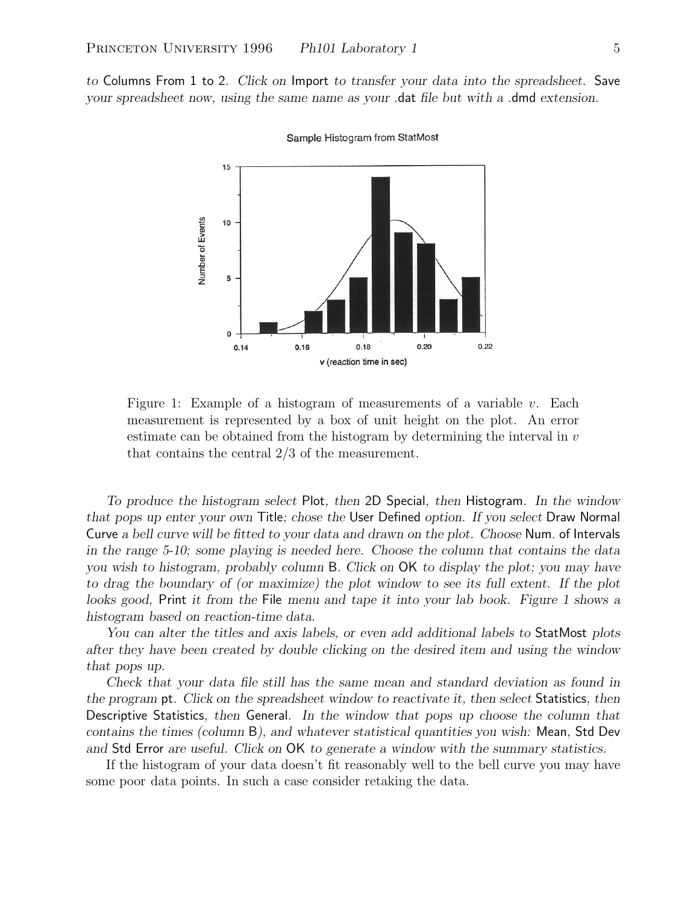*to* Columns From 1 to 2*. Click on* Import *to transfer your data into the spreadsheet.* Save *your spreadsheet now, using the same name as your* .dat *file but with a* .dmd *extension.*

Figure 1: Example of a histogram of measurements of a variable $v$. Each measurement is represented by a box of unit height on the plot. An error estimate can be obtained from the histogram by determining the interval in $v$ that contains the central 2/3 of the measurement.

*To produce the histogram select* Plot*, then* 2D Special*, then* Histogram*. In the window that pops up enter your own* Title*; chose the* User Defined *option. If you select* Draw Normal Curve *a bell curve will be fitted to your data and drawn on the plot. Choose* Num. of Intervals *in the range 5-10; some playing is needed here. Choose the column that contains the data you wish to histogram, probably column* B*. Click on* OK *to display the plot; you may have to drag the boundary of (or maximize) the plot window to see its full extent. If the plot looks good,* Print *it from the* File *menu and tape it into your lab book. Figure 1 shows a histogram based on reaction-time data.*

*You can alter the titles and axis labels, or even add additional labels to* StatMost *plots after they have been created by double clicking on the desired item and using the window that pops up.*

*Check that your data file still has the same mean and standard deviation as found in the program* pt*. Click on the spreadsheet window to reactivate it, then select* Statistics*, then* Descriptive Statistics*, then* General*. In the window that pops up choose the column that contains the times (column* B*), and whatever statistical quantities you wish:* Mean*,* Std Dev *and* Std Error *are useful. Click on* OK *to generate a window with the summary statistics.*

If the histogram of your data doesn't fit reasonably well to the bell curve you may have some poor data points. In such a case consider retaking the data.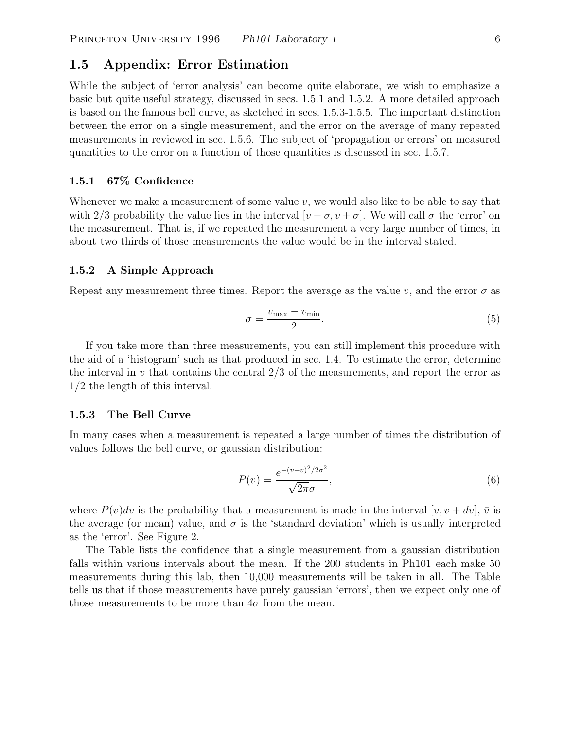## 1.5 Appendix: Error Estimation

While the subject of 'error analysis' can become quite elaborate, we wish to emphasize a basic but quite useful strategy, discussed in secs. 1.5.1 and 1.5.2. A more detailed approach is based on the famous bell curve, as sketched in secs. 1.5.3-1.5.5. The important distinction between the error on a single measurement, and the error on the average of many repeated measurements in reviewed in sec. 1.5.6. The subject of 'propagation or errors' on measured quantities to the error on a function of those quantities is discussed in sec. 1.5.7.

### 1.5.1 67% Confidence

Whenever we make a measurement of some value $v$, we would also like to be able to say that with 2/3 probability the value lies in the interval $[v - \sigma, v + \sigma]$. We will call $\sigma$ the 'error' on the measurement. That is, if we repeated the measurement a very large number of times, in about two thirds of those measurements the value would be in the interval stated.

### 1.5.2 A Simple Approach

Repeat any measurement three times. Report the average as the value $v$, and the error $\sigma$ as

$$\sigma = \frac{v_{\max} - v_{\min}}{2}. \tag{5}$$

If you take more than three measurements, you can still implement this procedure with the aid of a 'histogram' such as that produced in sec. 1.4. To estimate the error, determine the interval in $v$ that contains the central 2/3 of the measurements, and report the error as 1/2 the length of this interval.

### 1.5.3 The Bell Curve

In many cases when a measurement is repeated a large number of times the distribution of values follows the bell curve, or gaussian distribution:

$$P(v) = \frac{e^{-(v-\bar{v})^2/2\sigma^2}}{\sqrt{2\pi}\sigma}, \tag{6}$$

where $P(v)dv$ is the probability that a measurement is made in the interval $[v, v + dv]$, $\bar{v}$ is the average (or mean) value, and $\sigma$ is the 'standard deviation' which is usually interpreted as the 'error'. See Figure 2.

The Table lists the confidence that a single measurement from a gaussian distribution falls within various intervals about the mean. If the 200 students in Ph101 each make 50 measurements during this lab, then 10,000 measurements will be taken in all. The Table tells us that if those measurements have purely gaussian 'errors', then we expect only one of those measurements to be more than $4\sigma$ from the mean.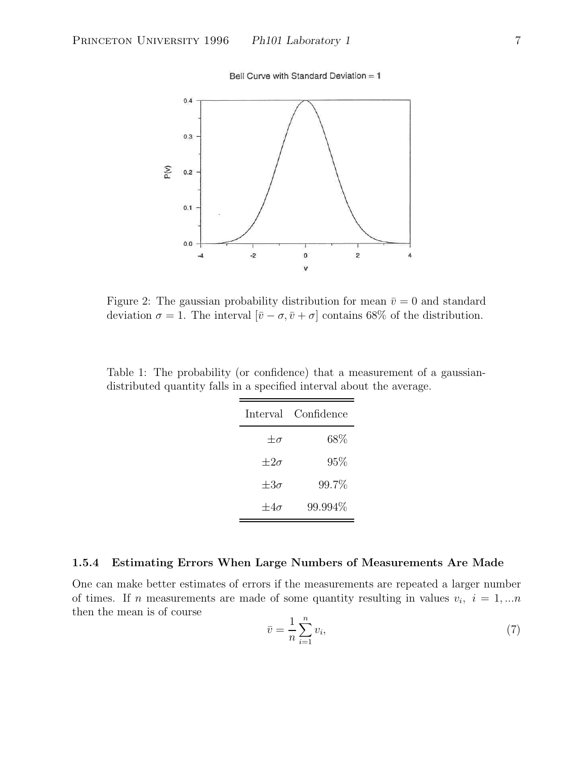Figure 2: The gaussian probability distribution for mean $\bar{v} = 0$ and standard deviation $\sigma = 1$. The interval $[\bar{v} - \sigma, \bar{v} + \sigma]$ contains 68% of the distribution.

Table 1: The probability (or confidence) that a measurement of a gaussian-distributed quantity falls in a specified interval about the average.

| Interval | Confidence |
|---:|---:|
| $\pm\sigma$ | 68% |
| $\pm 2\sigma$ | 95% |
| $\pm 3\sigma$ | 99.7% |
| $\pm 4\sigma$ | 99.994% |

#### 1.5.4 Estimating Errors When Large Numbers of Measurements Are Made

One can make better estimates of errors if the measurements are repeated a larger number of times. If $n$ measurements are made of some quantity resulting in values $v_i$, $i = 1, ...n$ then the mean is of course

$$\bar{v} = \frac{1}{n} \sum_{i=1}^{n} v_i, \tag{7}$$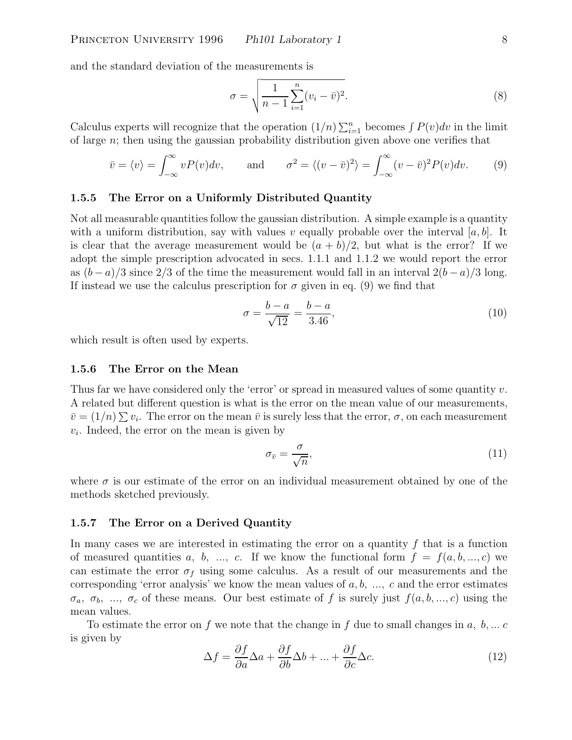and the standard deviation of the measurements is

$$\sigma = \sqrt{\frac{1}{n-1}\sum_{i=1}^{n}(v_i - \bar{v})^2}. \tag{8}$$

Calculus experts will recognize that the operation $(1/n)\sum_{i=1}^{n}$ becomes $\int P(v)dv$ in the limit of large $n$; then using the gaussian probability distribution given above one verifies that

$$\bar{v} = \langle v \rangle = \int_{-\infty}^{\infty} vP(v)dv, \qquad \text{and} \qquad \sigma^2 = \langle (v-\bar{v})^2 \rangle = \int_{-\infty}^{\infty}(v-\bar{v})^2 P(v)dv. \tag{9}$$

### 1.5.5 The Error on a Uniformly Distributed Quantity

Not all measurable quantities follow the gaussian distribution. A simple example is a quantity with a uniform distribution, say with values $v$ equally probable over the interval $[a, b]$. It is clear that the average measurement would be $(a + b)/2$, but what is the error? If we adopt the simple prescription advocated in secs. 1.1.1 and 1.1.2 we would report the error as $(b - a)/3$ since 2/3 of the time the measurement would fall in an interval $2(b - a)/3$ long. If instead we use the calculus prescription for $\sigma$ given in eq. (9) we find that

$$\sigma = \frac{b-a}{\sqrt{12}} = \frac{b-a}{3.46}, \tag{10}$$

which result is often used by experts.

### 1.5.6 The Error on the Mean

Thus far we have considered only the 'error' or spread in measured values of some quantity $v$. A related but different question is what is the error on the mean value of our measurements, $\bar{v} = (1/n)\sum v_i$. The error on the mean $\bar{v}$ is surely less that the error, $\sigma$, on each measurement $v_i$. Indeed, the error on the mean is given by

$$\sigma_{\bar{v}} = \frac{\sigma}{\sqrt{n}}, \tag{11}$$

where $\sigma$ is our estimate of the error on an individual measurement obtained by one of the methods sketched previously.

### 1.5.7 The Error on a Derived Quantity

In many cases we are interested in estimating the error on a quantity $f$ that is a function of measured quantities $a$, $b$, ..., $c$. If we know the functional form $f = f(a, b, ..., c)$ we can estimate the error $\sigma_f$ using some calculus. As a result of our measurements and the corresponding 'error analysis' we know the mean values of $a, b,$ ..., $c$ and the error estimates $\sigma_a$, $\sigma_b$, ..., $\sigma_c$ of these means. Our best estimate of $f$ is surely just $f(a, b, ..., c)$ using the mean values.

To estimate the error on $f$ we note that the change in $f$ due to small changes in $a$, $b$, ... $c$ is given by

$$\Delta f = \frac{\partial f}{\partial a}\Delta a + \frac{\partial f}{\partial b}\Delta b + ... + \frac{\partial f}{\partial c}\Delta c. \tag{12}$$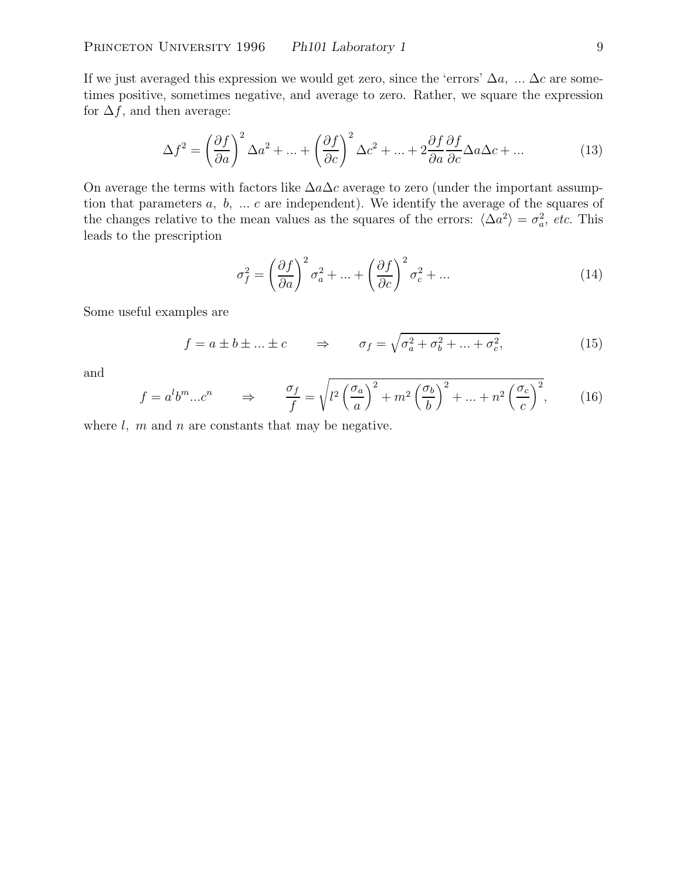If we just averaged this expression we would get zero, since the 'errors' $\Delta a,\ ...\ \Delta c$ are sometimes positive, sometimes negative, and average to zero. Rather, we square the expression for $\Delta f$, and then average:

$$\Delta f^2 = \left(\frac{\partial f}{\partial a}\right)^2 \Delta a^2 + ... + \left(\frac{\partial f}{\partial c}\right)^2 \Delta c^2 + ... + 2\frac{\partial f}{\partial a}\frac{\partial f}{\partial c}\Delta a \Delta c + ... \tag{13}$$

On average the terms with factors like $\Delta a \Delta c$ average to zero (under the important assumption that parameters $a,\ b,\ ...\ c$ are independent). We identify the average of the squares of the changes relative to the mean values as the squares of the errors: $\langle \Delta a^2 \rangle = \sigma_a^2$, *etc.* This leads to the prescription

$$\sigma_f^2 = \left(\frac{\partial f}{\partial a}\right)^2 \sigma_a^2 + ... + \left(\frac{\partial f}{\partial c}\right)^2 \sigma_c^2 + ... \tag{14}$$

Some useful examples are

$$f = a \pm b \pm ... \pm c \qquad \Rightarrow \qquad \sigma_f = \sqrt{\sigma_a^2 + \sigma_b^2 + ... + \sigma_c^2}, \tag{15}$$

and

$$f = a^l b^m ... c^n \qquad \Rightarrow \qquad \frac{\sigma_f}{f} = \sqrt{l^2 \left(\frac{\sigma_a}{a}\right)^2 + m^2 \left(\frac{\sigma_b}{b}\right)^2 + ... + n^2 \left(\frac{\sigma_c}{c}\right)^2}, \tag{16}$$

where $l,\ m$ and $n$ are constants that may be negative.